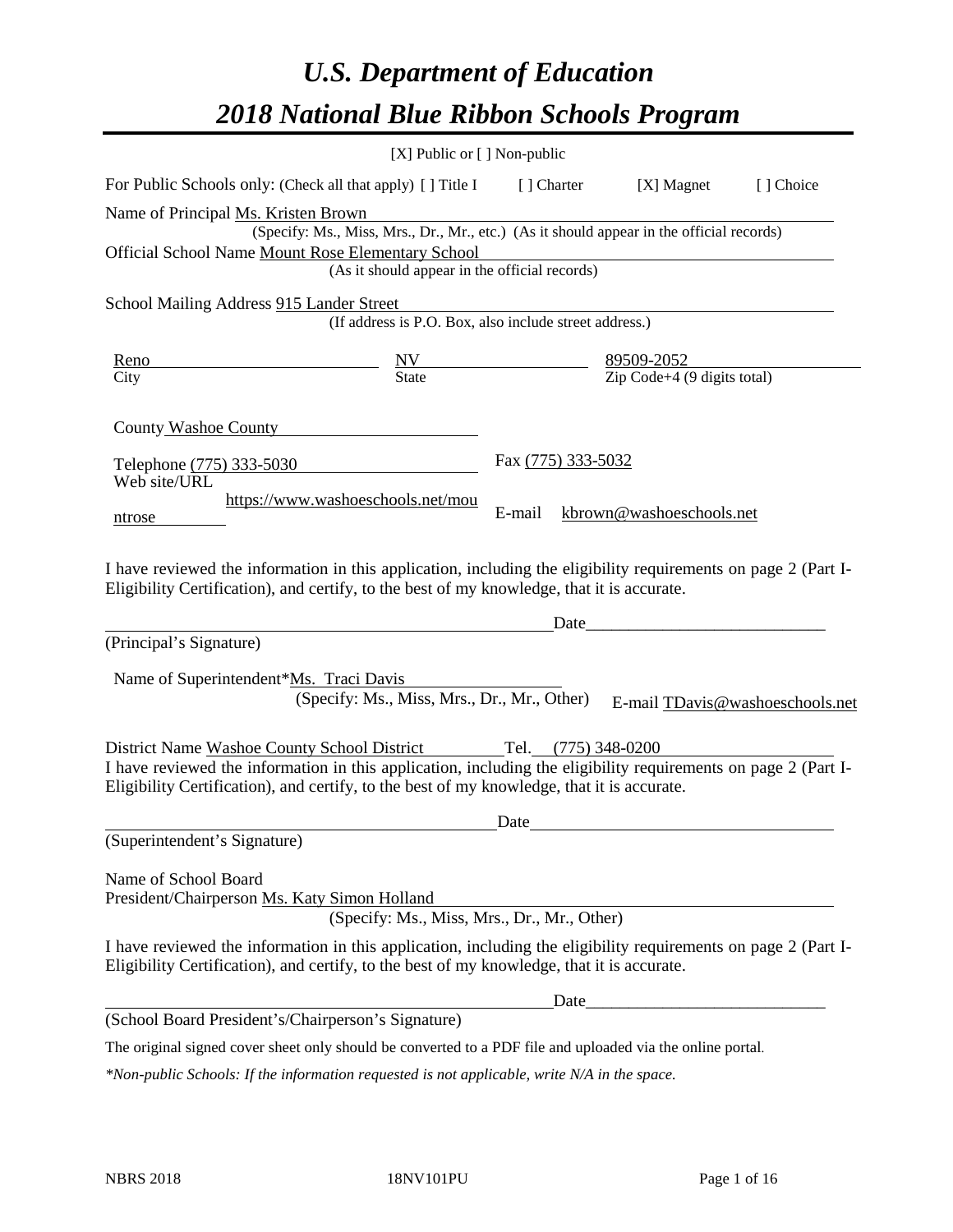# *U.S. Department of Education*

# *2018 National Blue Ribbon Schools Program*

[X] Public or [ ] Non-public

For Public Schools only: (Check all that apply) [ ] Title I [ ] Charter [X] Magnet [ ] Choice

Name of Principal Ms. Kristen Brown
(Specify: Ms., Miss, Mrs., Dr., Mr., etc.) (As it should appear in the official records)

Official School Name Mount Rose Elementary School
(As it should appear in the official records)

School Mailing Address 915 Lander Street
(If address is P.O. Box, also include street address.)

| Reno | NV | 89509-2052 |
|---|---|---|
| City | State | Zip Code+4 (9 digits total) |

County Washoe County

Telephone (775) 333-5030 Fax (775) 333-5032

Web site/URL https://www.washoeschools.net/mountrose E-mail kbrown@washoeschools.net

I have reviewed the information in this application, including the eligibility requirements on page 2 (Part I-Eligibility Certification), and certify, to the best of my knowledge, that it is accurate.

_________________________________________ Date_________________________
(Principal's Signature)

Name of Superintendent* Ms. Traci Davis
(Specify: Ms., Miss, Mrs., Dr., Mr., Other) E-mail TDavis@washoeschools.net

District Name Washoe County School District Tel. (775) 348-0200

I have reviewed the information in this application, including the eligibility requirements on page 2 (Part I-Eligibility Certification), and certify, to the best of my knowledge, that it is accurate.

_________________________________________ Date_________________________
(Superintendent's Signature)

Name of School Board
President/Chairperson Ms. Katy Simon Holland
(Specify: Ms., Miss, Mrs., Dr., Mr., Other)

I have reviewed the information in this application, including the eligibility requirements on page 2 (Part I-Eligibility Certification), and certify, to the best of my knowledge, that it is accurate.

_________________________________________ Date_________________________
(School Board President's/Chairperson's Signature)

The original signed cover sheet only should be converted to a PDF file and uploaded via the online portal.

*\*Non-public Schools: If the information requested is not applicable, write N/A in the space.*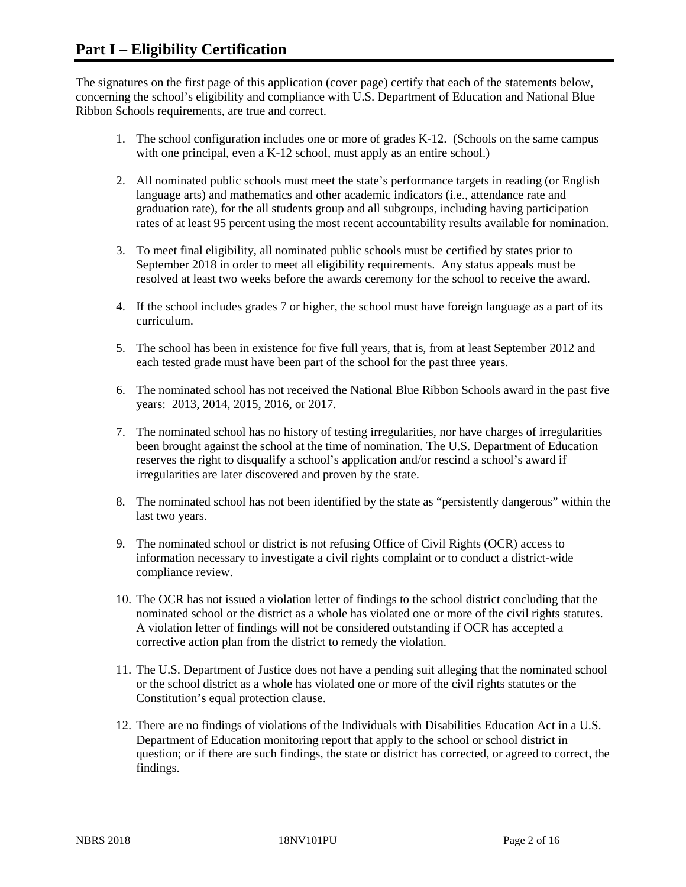## Part I – Eligibility Certification

The signatures on the first page of this application (cover page) certify that each of the statements below, concerning the school's eligibility and compliance with U.S. Department of Education and National Blue Ribbon Schools requirements, are true and correct.

1. The school configuration includes one or more of grades K-12. (Schools on the same campus with one principal, even a K-12 school, must apply as an entire school.)

2. All nominated public schools must meet the state's performance targets in reading (or English language arts) and mathematics and other academic indicators (i.e., attendance rate and graduation rate), for the all students group and all subgroups, including having participation rates of at least 95 percent using the most recent accountability results available for nomination.

3. To meet final eligibility, all nominated public schools must be certified by states prior to September 2018 in order to meet all eligibility requirements. Any status appeals must be resolved at least two weeks before the awards ceremony for the school to receive the award.

4. If the school includes grades 7 or higher, the school must have foreign language as a part of its curriculum.

5. The school has been in existence for five full years, that is, from at least September 2012 and each tested grade must have been part of the school for the past three years.

6. The nominated school has not received the National Blue Ribbon Schools award in the past five years: 2013, 2014, 2015, 2016, or 2017.

7. The nominated school has no history of testing irregularities, nor have charges of irregularities been brought against the school at the time of nomination. The U.S. Department of Education reserves the right to disqualify a school's application and/or rescind a school's award if irregularities are later discovered and proven by the state.

8. The nominated school has not been identified by the state as "persistently dangerous" within the last two years.

9. The nominated school or district is not refusing Office of Civil Rights (OCR) access to information necessary to investigate a civil rights complaint or to conduct a district-wide compliance review.

10. The OCR has not issued a violation letter of findings to the school district concluding that the nominated school or the district as a whole has violated one or more of the civil rights statutes. A violation letter of findings will not be considered outstanding if OCR has accepted a corrective action plan from the district to remedy the violation.

11. The U.S. Department of Justice does not have a pending suit alleging that the nominated school or the school district as a whole has violated one or more of the civil rights statutes or the Constitution's equal protection clause.

12. There are no findings of violations of the Individuals with Disabilities Education Act in a U.S. Department of Education monitoring report that apply to the school or school district in question; or if there are such findings, the state or district has corrected, or agreed to correct, the findings.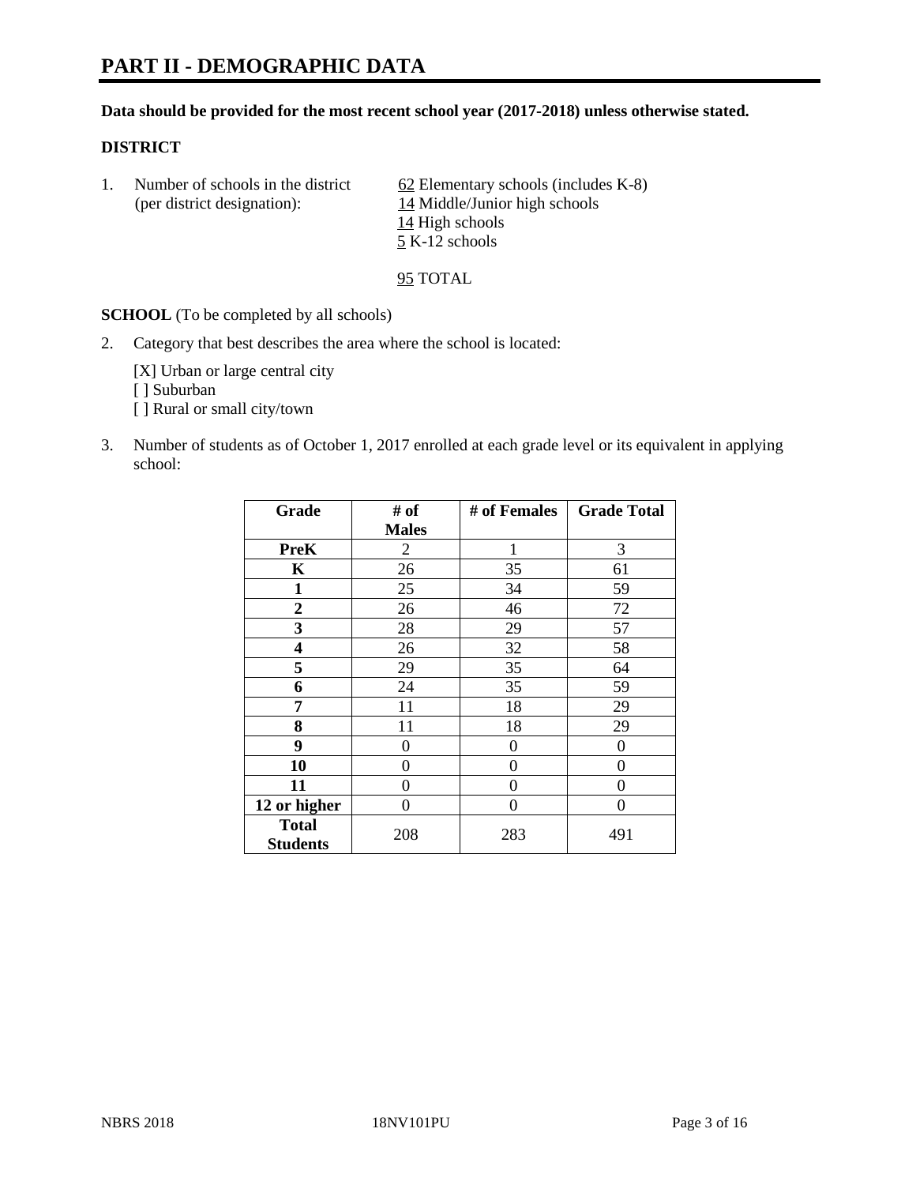# PART II - DEMOGRAPHIC DATA

**Data should be provided for the most recent school year (2017-2018) unless otherwise stated.**

**DISTRICT**

1. Number of schools in the district (per district designation):
   62 Elementary schools (includes K-8)
   14 Middle/Junior high schools
   14 High schools
   5 K-12 schools

   95 TOTAL

**SCHOOL** (To be completed by all schools)

2. Category that best describes the area where the school is located:

   [X] Urban or large central city
   [ ] Suburban
   [ ] Rural or small city/town

3. Number of students as of October 1, 2017 enrolled at each grade level or its equivalent in applying school:

| Grade | # of Males | # of Females | Grade Total |
|---|---|---|---|
| PreK | 2 | 1 | 3 |
| K | 26 | 35 | 61 |
| 1 | 25 | 34 | 59 |
| 2 | 26 | 46 | 72 |
| 3 | 28 | 29 | 57 |
| 4 | 26 | 32 | 58 |
| 5 | 29 | 35 | 64 |
| 6 | 24 | 35 | 59 |
| 7 | 11 | 18 | 29 |
| 8 | 11 | 18 | 29 |
| 9 | 0 | 0 | 0 |
| 10 | 0 | 0 | 0 |
| 11 | 0 | 0 | 0 |
| 12 or higher | 0 | 0 | 0 |
| Total Students | 208 | 283 | 491 |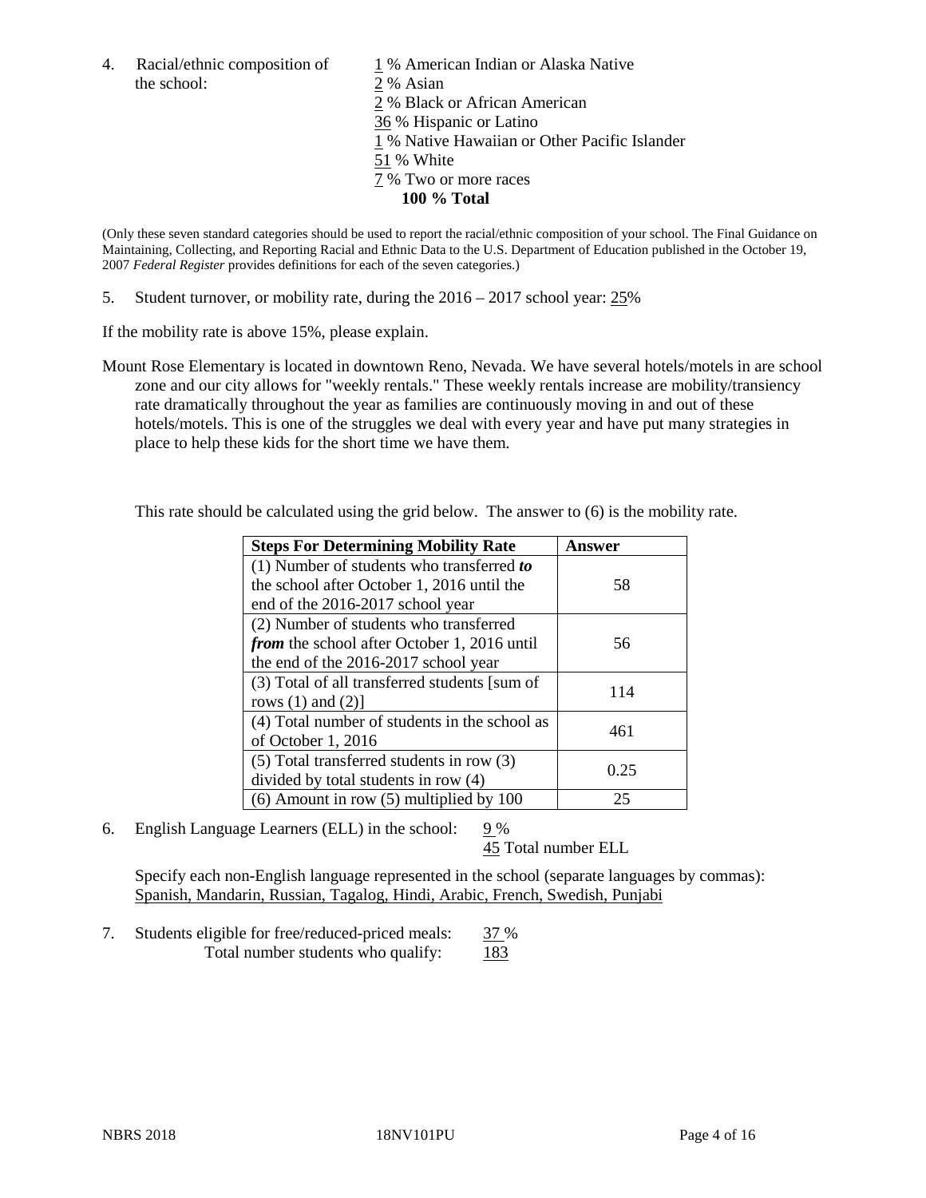4. Racial/ethnic composition of the school:

1 % American Indian or Alaska Native
2 % Asian
2 % Black or African American
36 % Hispanic or Latino
1 % Native Hawaiian or Other Pacific Islander
51 % White
7 % Two or more races
**100 % Total**

(Only these seven standard categories should be used to report the racial/ethnic composition of your school. The Final Guidance on Maintaining, Collecting, and Reporting Racial and Ethnic Data to the U.S. Department of Education published in the October 19, 2007 *Federal Register* provides definitions for each of the seven categories.)

5. Student turnover, or mobility rate, during the 2016 – 2017 school year: 25%

If the mobility rate is above 15%, please explain.

Mount Rose Elementary is located in downtown Reno, Nevada. We have several hotels/motels in are school zone and our city allows for "weekly rentals." These weekly rentals increase are mobility/transiency rate dramatically throughout the year as families are continuously moving in and out of these hotels/motels. This is one of the struggles we deal with every year and have put many strategies in place to help these kids for the short time we have them.

This rate should be calculated using the grid below. The answer to (6) is the mobility rate.

| **Steps For Determining Mobility Rate** | **Answer** |
|---|---|
| (1) Number of students who transferred ***to*** the school after October 1, 2016 until the end of the 2016-2017 school year | 58 |
| (2) Number of students who transferred ***from*** the school after October 1, 2016 until the end of the 2016-2017 school year | 56 |
| (3) Total of all transferred students [sum of rows (1) and (2)] | 114 |
| (4) Total number of students in the school as of October 1, 2016 | 461 |
| (5) Total transferred students in row (3) divided by total students in row (4) | 0.25 |
| (6) Amount in row (5) multiplied by 100 | 25 |

6. English Language Learners (ELL) in the school: 9 %
45 Total number ELL

Specify each non-English language represented in the school (separate languages by commas): Spanish, Mandarin, Russian, Tagalog, Hindi, Arabic, French, Swedish, Punjabi

7. Students eligible for free/reduced-priced meals: 37 %
Total number students who qualify: 183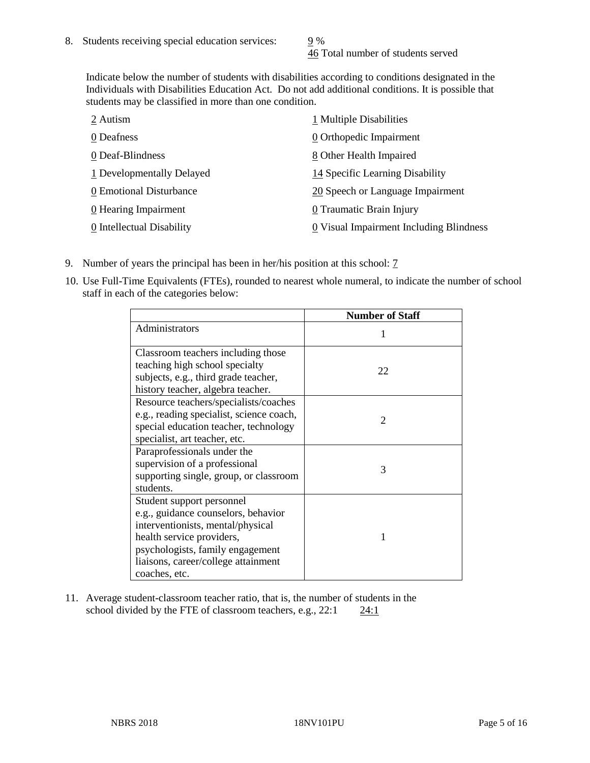8. Students receiving special education services: 9 %
   46 Total number of students served

   Indicate below the number of students with disabilities according to conditions designated in the Individuals with Disabilities Education Act. Do not add additional conditions. It is possible that students may be classified in more than one condition.

   2 Autism
   0 Deafness
   0 Deaf-Blindness
   1 Developmentally Delayed
   0 Emotional Disturbance
   0 Hearing Impairment
   0 Intellectual Disability
   1 Multiple Disabilities
   0 Orthopedic Impairment
   8 Other Health Impaired
   14 Specific Learning Disability
   20 Speech or Language Impairment
   0 Traumatic Brain Injury
   0 Visual Impairment Including Blindness

9. Number of years the principal has been in her/his position at this school: 7

10. Use Full-Time Equivalents (FTEs), rounded to nearest whole numeral, to indicate the number of school staff in each of the categories below:

| | Number of Staff |
|---|---|
| Administrators | 1 |
| Classroom teachers including those teaching high school specialty subjects, e.g., third grade teacher, history teacher, algebra teacher. | 22 |
| Resource teachers/specialists/coaches e.g., reading specialist, science coach, special education teacher, technology specialist, art teacher, etc. | 2 |
| Paraprofessionals under the supervision of a professional supporting single, group, or classroom students. | 3 |
| Student support personnel e.g., guidance counselors, behavior interventionists, mental/physical health service providers, psychologists, family engagement liaisons, career/college attainment coaches, etc. | 1 |

11. Average student-classroom teacher ratio, that is, the number of students in the school divided by the FTE of classroom teachers, e.g., 22:1 24:1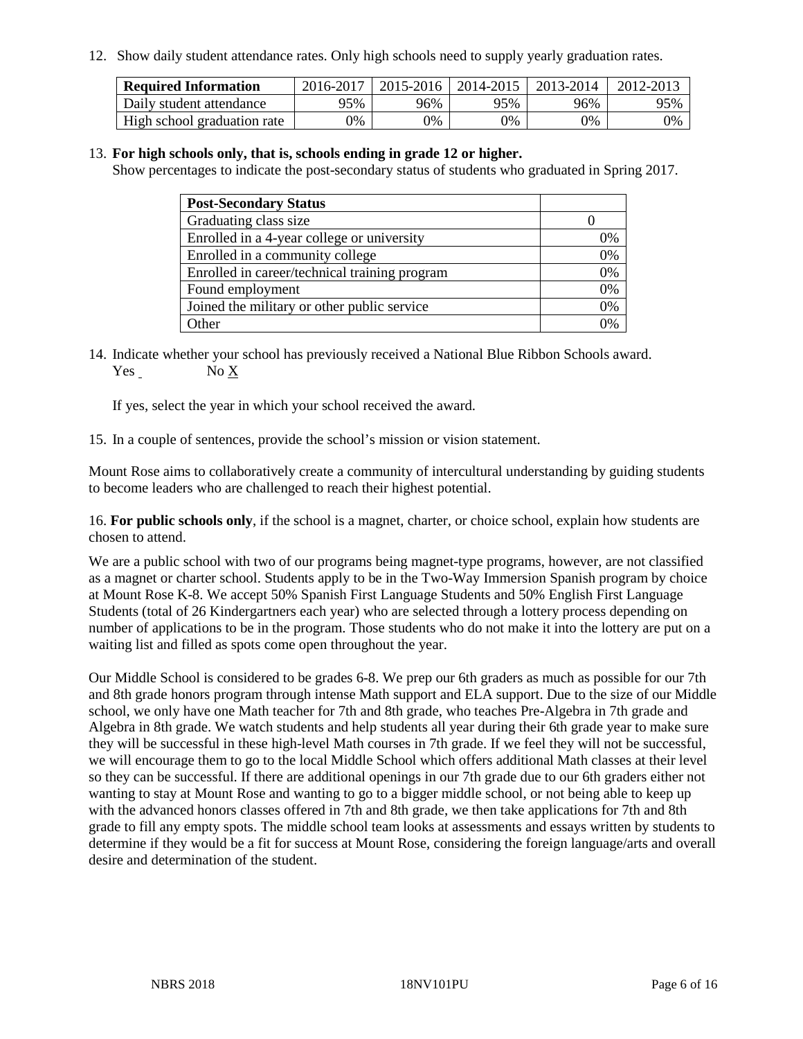12. Show daily student attendance rates. Only high schools need to supply yearly graduation rates.

| Required Information | 2016-2017 | 2015-2016 | 2014-2015 | 2013-2014 | 2012-2013 |
|---|---|---|---|---|---|
| Daily student attendance | 95% | 96% | 95% | 96% | 95% |
| High school graduation rate | 0% | 0% | 0% | 0% | 0% |

13. **For high schools only, that is, schools ending in grade 12 or higher.**
Show percentages to indicate the post-secondary status of students who graduated in Spring 2017.

| Post-Secondary Status | |
|---|---|
| Graduating class size | 0 |
| Enrolled in a 4-year college or university | 0% |
| Enrolled in a community college | 0% |
| Enrolled in career/technical training program | 0% |
| Found employment | 0% |
| Joined the military or other public service | 0% |
| Other | 0% |

14. Indicate whether your school has previously received a National Blue Ribbon Schools award.
Yes _ No X

If yes, select the year in which your school received the award.

15. In a couple of sentences, provide the school's mission or vision statement.

Mount Rose aims to collaboratively create a community of intercultural understanding by guiding students to become leaders who are challenged to reach their highest potential.

16. **For public schools only**, if the school is a magnet, charter, or choice school, explain how students are chosen to attend.

We are a public school with two of our programs being magnet-type programs, however, are not classified as a magnet or charter school. Students apply to be in the Two-Way Immersion Spanish program by choice at Mount Rose K-8. We accept 50% Spanish First Language Students and 50% English First Language Students (total of 26 Kindergartners each year) who are selected through a lottery process depending on number of applications to be in the program. Those students who do not make it into the lottery are put on a waiting list and filled as spots come open throughout the year.

Our Middle School is considered to be grades 6-8. We prep our 6th graders as much as possible for our 7th and 8th grade honors program through intense Math support and ELA support. Due to the size of our Middle school, we only have one Math teacher for 7th and 8th grade, who teaches Pre-Algebra in 7th grade and Algebra in 8th grade. We watch students and help students all year during their 6th grade year to make sure they will be successful in these high-level Math courses in 7th grade. If we feel they will not be successful, we will encourage them to go to the local Middle School which offers additional Math classes at their level so they can be successful. If there are additional openings in our 7th grade due to our 6th graders either not wanting to stay at Mount Rose and wanting to go to a bigger middle school, or not being able to keep up with the advanced honors classes offered in 7th and 8th grade, we then take applications for 7th and 8th grade to fill any empty spots. The middle school team looks at assessments and essays written by students to determine if they would be a fit for success at Mount Rose, considering the foreign language/arts and overall desire and determination of the student.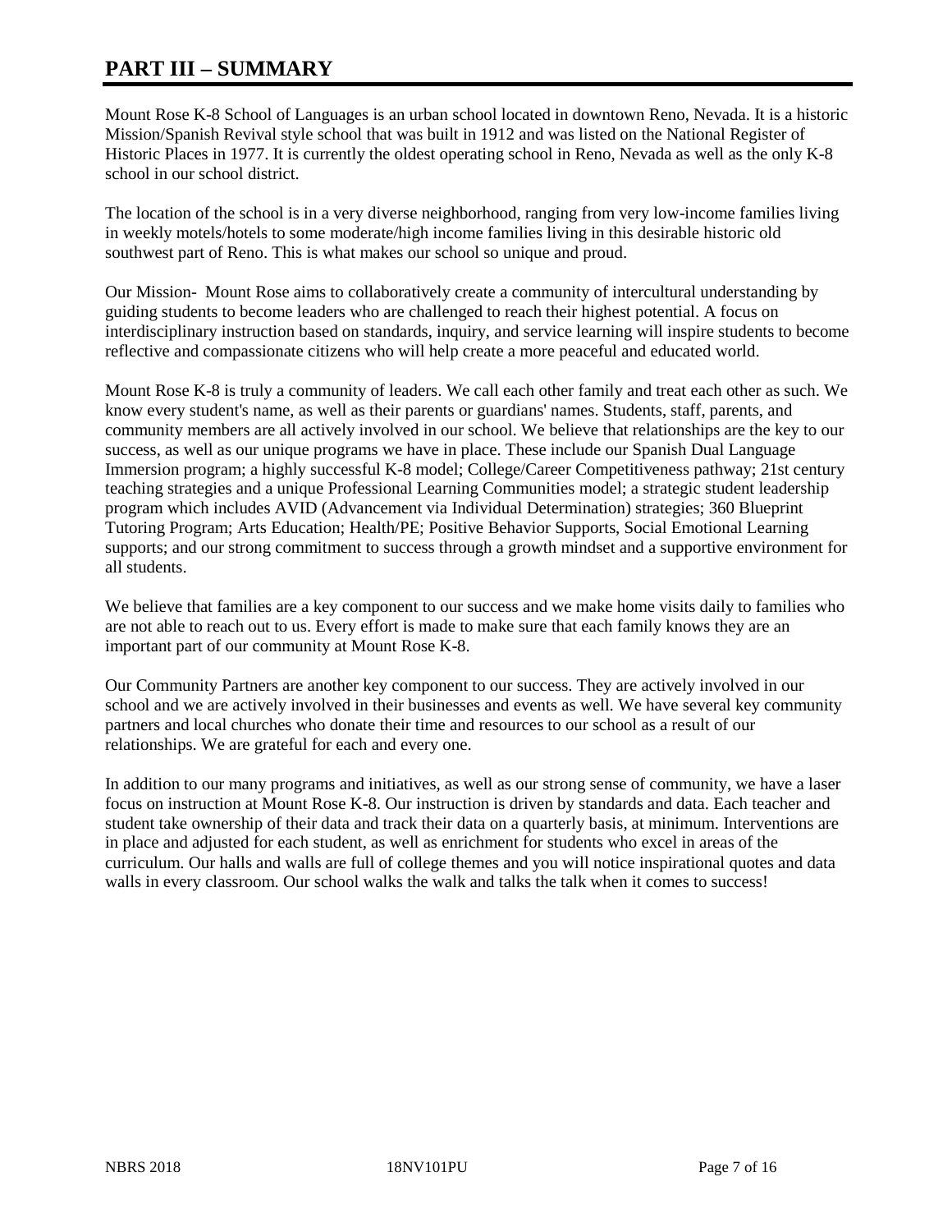# PART III – SUMMARY

Mount Rose K-8 School of Languages is an urban school located in downtown Reno, Nevada. It is a historic Mission/Spanish Revival style school that was built in 1912 and was listed on the National Register of Historic Places in 1977. It is currently the oldest operating school in Reno, Nevada as well as the only K-8 school in our school district.

The location of the school is in a very diverse neighborhood, ranging from very low-income families living in weekly motels/hotels to some moderate/high income families living in this desirable historic old southwest part of Reno. This is what makes our school so unique and proud.

Our Mission- Mount Rose aims to collaboratively create a community of intercultural understanding by guiding students to become leaders who are challenged to reach their highest potential. A focus on interdisciplinary instruction based on standards, inquiry, and service learning will inspire students to become reflective and compassionate citizens who will help create a more peaceful and educated world.

Mount Rose K-8 is truly a community of leaders. We call each other family and treat each other as such. We know every student's name, as well as their parents or guardians' names. Students, staff, parents, and community members are all actively involved in our school. We believe that relationships are the key to our success, as well as our unique programs we have in place. These include our Spanish Dual Language Immersion program; a highly successful K-8 model; College/Career Competitiveness pathway; 21st century teaching strategies and a unique Professional Learning Communities model; a strategic student leadership program which includes AVID (Advancement via Individual Determination) strategies; 360 Blueprint Tutoring Program; Arts Education; Health/PE; Positive Behavior Supports, Social Emotional Learning supports; and our strong commitment to success through a growth mindset and a supportive environment for all students.

We believe that families are a key component to our success and we make home visits daily to families who are not able to reach out to us. Every effort is made to make sure that each family knows they are an important part of our community at Mount Rose K-8.

Our Community Partners are another key component to our success. They are actively involved in our school and we are actively involved in their businesses and events as well. We have several key community partners and local churches who donate their time and resources to our school as a result of our relationships. We are grateful for each and every one.

In addition to our many programs and initiatives, as well as our strong sense of community, we have a laser focus on instruction at Mount Rose K-8. Our instruction is driven by standards and data. Each teacher and student take ownership of their data and track their data on a quarterly basis, at minimum. Interventions are in place and adjusted for each student, as well as enrichment for students who excel in areas of the curriculum. Our halls and walls are full of college themes and you will notice inspirational quotes and data walls in every classroom. Our school walks the walk and talks the talk when it comes to success!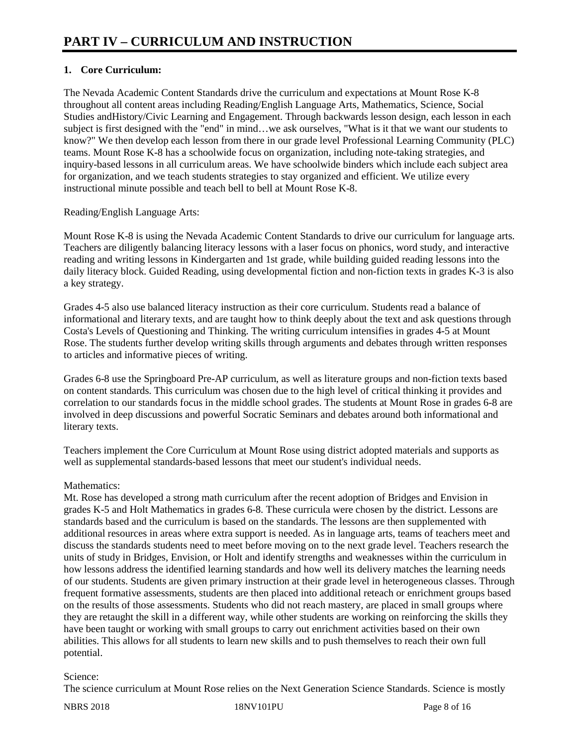# PART IV – CURRICULUM AND INSTRUCTION

**1. Core Curriculum:**

The Nevada Academic Content Standards drive the curriculum and expectations at Mount Rose K-8 throughout all content areas including Reading/English Language Arts, Mathematics, Science, Social Studies andHistory/Civic Learning and Engagement. Through backwards lesson design, each lesson in each subject is first designed with the "end" in mind…we ask ourselves, "What is it that we want our students to know?" We then develop each lesson from there in our grade level Professional Learning Community (PLC) teams. Mount Rose K-8 has a schoolwide focus on organization, including note-taking strategies, and inquiry-based lessons in all curriculum areas. We have schoolwide binders which include each subject area for organization, and we teach students strategies to stay organized and efficient. We utilize every instructional minute possible and teach bell to bell at Mount Rose K-8.

Reading/English Language Arts:

Mount Rose K-8 is using the Nevada Academic Content Standards to drive our curriculum for language arts. Teachers are diligently balancing literacy lessons with a laser focus on phonics, word study, and interactive reading and writing lessons in Kindergarten and 1st grade, while building guided reading lessons into the daily literacy block. Guided Reading, using developmental fiction and non-fiction texts in grades K-3 is also a key strategy.

Grades 4-5 also use balanced literacy instruction as their core curriculum. Students read a balance of informational and literary texts, and are taught how to think deeply about the text and ask questions through Costa's Levels of Questioning and Thinking. The writing curriculum intensifies in grades 4-5 at Mount Rose. The students further develop writing skills through arguments and debates through written responses to articles and informative pieces of writing.

Grades 6-8 use the Springboard Pre-AP curriculum, as well as literature groups and non-fiction texts based on content standards. This curriculum was chosen due to the high level of critical thinking it provides and correlation to our standards focus in the middle school grades. The students at Mount Rose in grades 6-8 are involved in deep discussions and powerful Socratic Seminars and debates around both informational and literary texts.

Teachers implement the Core Curriculum at Mount Rose using district adopted materials and supports as well as supplemental standards-based lessons that meet our student's individual needs.

Mathematics:

Mt. Rose has developed a strong math curriculum after the recent adoption of Bridges and Envision in grades K-5 and Holt Mathematics in grades 6-8. These curricula were chosen by the district. Lessons are standards based and the curriculum is based on the standards. The lessons are then supplemented with additional resources in areas where extra support is needed. As in language arts, teams of teachers meet and discuss the standards students need to meet before moving on to the next grade level. Teachers research the units of study in Bridges, Envision, or Holt and identify strengths and weaknesses within the curriculum in how lessons address the identified learning standards and how well its delivery matches the learning needs of our students. Students are given primary instruction at their grade level in heterogeneous classes. Through frequent formative assessments, students are then placed into additional reteach or enrichment groups based on the results of those assessments. Students who did not reach mastery, are placed in small groups where they are retaught the skill in a different way, while other students are working on reinforcing the skills they have been taught or working with small groups to carry out enrichment activities based on their own abilities. This allows for all students to learn new skills and to push themselves to reach their own full potential.

Science:

The science curriculum at Mount Rose relies on the Next Generation Science Standards. Science is mostly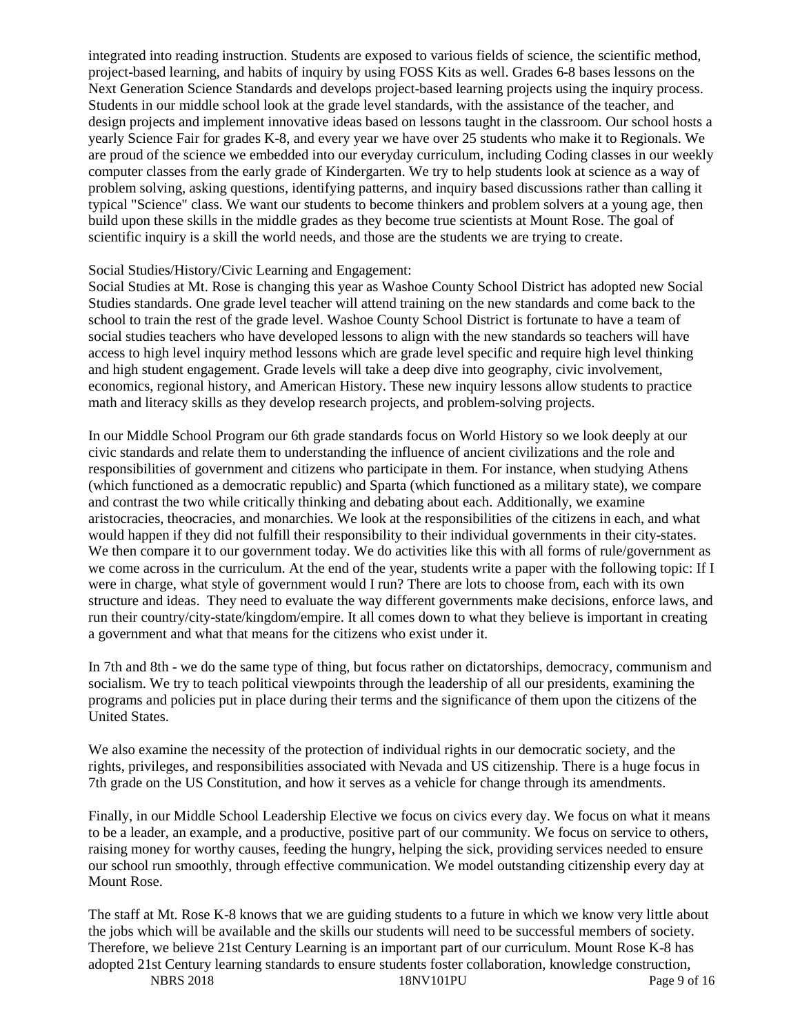integrated into reading instruction. Students are exposed to various fields of science, the scientific method, project-based learning, and habits of inquiry by using FOSS Kits as well. Grades 6-8 bases lessons on the Next Generation Science Standards and develops project-based learning projects using the inquiry process. Students in our middle school look at the grade level standards, with the assistance of the teacher, and design projects and implement innovative ideas based on lessons taught in the classroom. Our school hosts a yearly Science Fair for grades K-8, and every year we have over 25 students who make it to Regionals. We are proud of the science we embedded into our everyday curriculum, including Coding classes in our weekly computer classes from the early grade of Kindergarten. We try to help students look at science as a way of problem solving, asking questions, identifying patterns, and inquiry based discussions rather than calling it typical "Science" class. We want our students to become thinkers and problem solvers at a young age, then build upon these skills in the middle grades as they become true scientists at Mount Rose. The goal of scientific inquiry is a skill the world needs, and those are the students we are trying to create.

Social Studies/History/Civic Learning and Engagement:
Social Studies at Mt. Rose is changing this year as Washoe County School District has adopted new Social Studies standards. One grade level teacher will attend training on the new standards and come back to the school to train the rest of the grade level. Washoe County School District is fortunate to have a team of social studies teachers who have developed lessons to align with the new standards so teachers will have access to high level inquiry method lessons which are grade level specific and require high level thinking and high student engagement. Grade levels will take a deep dive into geography, civic involvement, economics, regional history, and American History. These new inquiry lessons allow students to practice math and literacy skills as they develop research projects, and problem-solving projects.

In our Middle School Program our 6th grade standards focus on World History so we look deeply at our civic standards and relate them to understanding the influence of ancient civilizations and the role and responsibilities of government and citizens who participate in them. For instance, when studying Athens (which functioned as a democratic republic) and Sparta (which functioned as a military state), we compare and contrast the two while critically thinking and debating about each. Additionally, we examine aristocracies, theocracies, and monarchies. We look at the responsibilities of the citizens in each, and what would happen if they did not fulfill their responsibility to their individual governments in their city-states. We then compare it to our government today. We do activities like this with all forms of rule/government as we come across in the curriculum. At the end of the year, students write a paper with the following topic: If I were in charge, what style of government would I run? There are lots to choose from, each with its own structure and ideas. They need to evaluate the way different governments make decisions, enforce laws, and run their country/city-state/kingdom/empire. It all comes down to what they believe is important in creating a government and what that means for the citizens who exist under it.

In 7th and 8th - we do the same type of thing, but focus rather on dictatorships, democracy, communism and socialism. We try to teach political viewpoints through the leadership of all our presidents, examining the programs and policies put in place during their terms and the significance of them upon the citizens of the United States.

We also examine the necessity of the protection of individual rights in our democratic society, and the rights, privileges, and responsibilities associated with Nevada and US citizenship. There is a huge focus in 7th grade on the US Constitution, and how it serves as a vehicle for change through its amendments.

Finally, in our Middle School Leadership Elective we focus on civics every day. We focus on what it means to be a leader, an example, and a productive, positive part of our community. We focus on service to others, raising money for worthy causes, feeding the hungry, helping the sick, providing services needed to ensure our school run smoothly, through effective communication. We model outstanding citizenship every day at Mount Rose.

The staff at Mt. Rose K-8 knows that we are guiding students to a future in which we know very little about the jobs which will be available and the skills our students will need to be successful members of society. Therefore, we believe 21st Century Learning is an important part of our curriculum. Mount Rose K-8 has adopted 21st Century learning standards to ensure students foster collaboration, knowledge construction,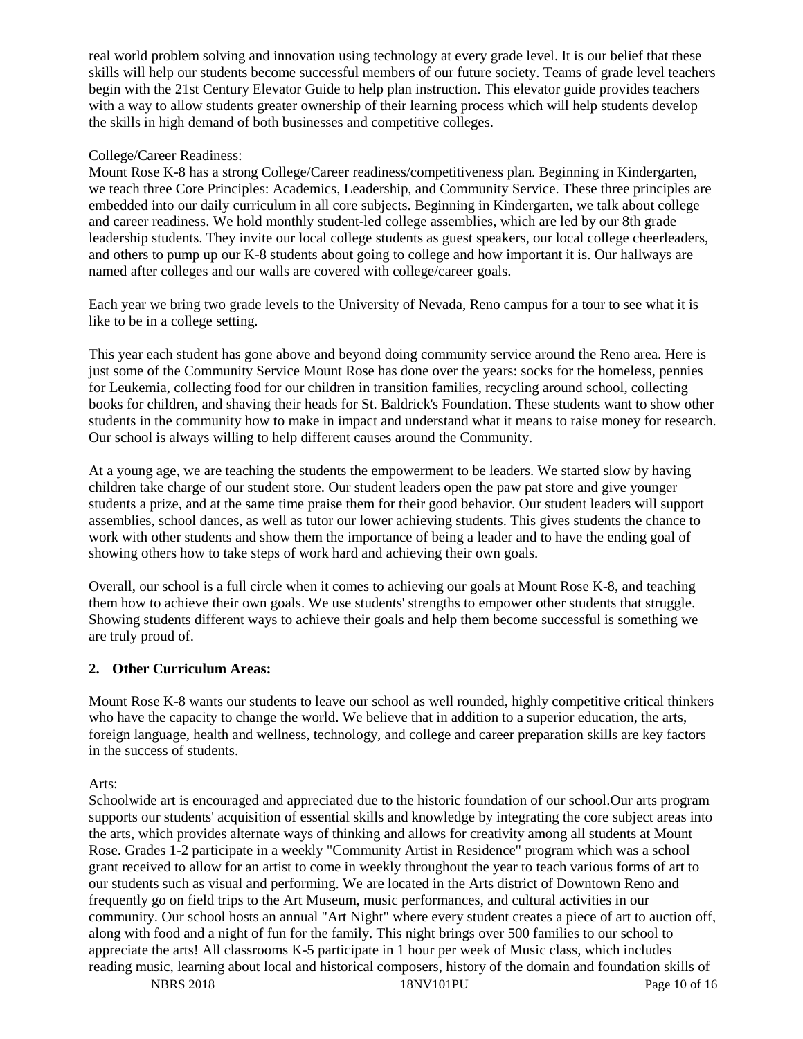real world problem solving and innovation using technology at every grade level. It is our belief that these skills will help our students become successful members of our future society. Teams of grade level teachers begin with the 21st Century Elevator Guide to help plan instruction. This elevator guide provides teachers with a way to allow students greater ownership of their learning process which will help students develop the skills in high demand of both businesses and competitive colleges.

College/Career Readiness:
Mount Rose K-8 has a strong College/Career readiness/competitiveness plan. Beginning in Kindergarten, we teach three Core Principles: Academics, Leadership, and Community Service. These three principles are embedded into our daily curriculum in all core subjects. Beginning in Kindergarten, we talk about college and career readiness. We hold monthly student-led college assemblies, which are led by our 8th grade leadership students. They invite our local college students as guest speakers, our local college cheerleaders, and others to pump up our K-8 students about going to college and how important it is. Our hallways are named after colleges and our walls are covered with college/career goals.

Each year we bring two grade levels to the University of Nevada, Reno campus for a tour to see what it is like to be in a college setting.

This year each student has gone above and beyond doing community service around the Reno area. Here is just some of the Community Service Mount Rose has done over the years: socks for the homeless, pennies for Leukemia, collecting food for our children in transition families, recycling around school, collecting books for children, and shaving their heads for St. Baldrick's Foundation. These students want to show other students in the community how to make in impact and understand what it means to raise money for research. Our school is always willing to help different causes around the Community.

At a young age, we are teaching the students the empowerment to be leaders. We started slow by having children take charge of our student store. Our student leaders open the paw pat store and give younger students a prize, and at the same time praise them for their good behavior. Our student leaders will support assemblies, school dances, as well as tutor our lower achieving students. This gives students the chance to work with other students and show them the importance of being a leader and to have the ending goal of showing others how to take steps of work hard and achieving their own goals.

Overall, our school is a full circle when it comes to achieving our goals at Mount Rose K-8, and teaching them how to achieve their own goals. We use students' strengths to empower other students that struggle. Showing students different ways to achieve their goals and help them become successful is something we are truly proud of.

**2. Other Curriculum Areas:**

Mount Rose K-8 wants our students to leave our school as well rounded, highly competitive critical thinkers who have the capacity to change the world. We believe that in addition to a superior education, the arts, foreign language, health and wellness, technology, and college and career preparation skills are key factors in the success of students.

Arts:
Schoolwide art is encouraged and appreciated due to the historic foundation of our school.Our arts program supports our students' acquisition of essential skills and knowledge by integrating the core subject areas into the arts, which provides alternate ways of thinking and allows for creativity among all students at Mount Rose. Grades 1-2 participate in a weekly "Community Artist in Residence" program which was a school grant received to allow for an artist to come in weekly throughout the year to teach various forms of art to our students such as visual and performing. We are located in the Arts district of Downtown Reno and frequently go on field trips to the Art Museum, music performances, and cultural activities in our community. Our school hosts an annual "Art Night" where every student creates a piece of art to auction off, along with food and a night of fun for the family. This night brings over 500 families to our school to appreciate the arts! All classrooms K-5 participate in 1 hour per week of Music class, which includes reading music, learning about local and historical composers, history of the domain and foundation skills of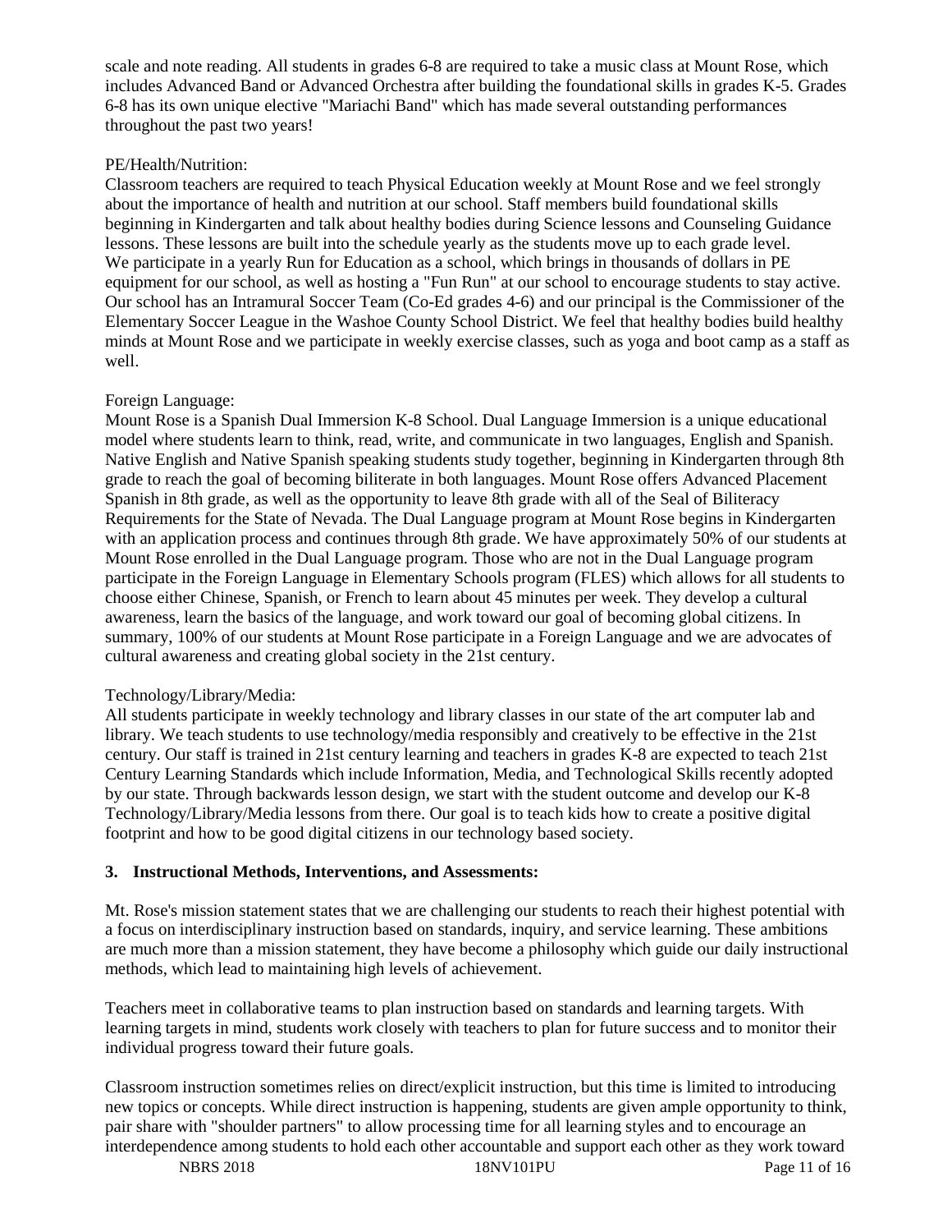scale and note reading. All students in grades 6-8 are required to take a music class at Mount Rose, which includes Advanced Band or Advanced Orchestra after building the foundational skills in grades K-5. Grades 6-8 has its own unique elective "Mariachi Band" which has made several outstanding performances throughout the past two years!

PE/Health/Nutrition:

Classroom teachers are required to teach Physical Education weekly at Mount Rose and we feel strongly about the importance of health and nutrition at our school. Staff members build foundational skills beginning in Kindergarten and talk about healthy bodies during Science lessons and Counseling Guidance lessons. These lessons are built into the schedule yearly as the students move up to each grade level. We participate in a yearly Run for Education as a school, which brings in thousands of dollars in PE equipment for our school, as well as hosting a "Fun Run" at our school to encourage students to stay active. Our school has an Intramural Soccer Team (Co-Ed grades 4-6) and our principal is the Commissioner of the Elementary Soccer League in the Washoe County School District. We feel that healthy bodies build healthy minds at Mount Rose and we participate in weekly exercise classes, such as yoga and boot camp as a staff as well.

Foreign Language:

Mount Rose is a Spanish Dual Immersion K-8 School. Dual Language Immersion is a unique educational model where students learn to think, read, write, and communicate in two languages, English and Spanish. Native English and Native Spanish speaking students study together, beginning in Kindergarten through 8th grade to reach the goal of becoming biliterate in both languages. Mount Rose offers Advanced Placement Spanish in 8th grade, as well as the opportunity to leave 8th grade with all of the Seal of Biliteracy Requirements for the State of Nevada. The Dual Language program at Mount Rose begins in Kindergarten with an application process and continues through 8th grade. We have approximately 50% of our students at Mount Rose enrolled in the Dual Language program. Those who are not in the Dual Language program participate in the Foreign Language in Elementary Schools program (FLES) which allows for all students to choose either Chinese, Spanish, or French to learn about 45 minutes per week. They develop a cultural awareness, learn the basics of the language, and work toward our goal of becoming global citizens. In summary, 100% of our students at Mount Rose participate in a Foreign Language and we are advocates of cultural awareness and creating global society in the 21st century.

Technology/Library/Media:

All students participate in weekly technology and library classes in our state of the art computer lab and library. We teach students to use technology/media responsibly and creatively to be effective in the 21st century. Our staff is trained in 21st century learning and teachers in grades K-8 are expected to teach 21st Century Learning Standards which include Information, Media, and Technological Skills recently adopted by our state. Through backwards lesson design, we start with the student outcome and develop our K-8 Technology/Library/Media lessons from there. Our goal is to teach kids how to create a positive digital footprint and how to be good digital citizens in our technology based society.

**3. Instructional Methods, Interventions, and Assessments:**

Mt. Rose's mission statement states that we are challenging our students to reach their highest potential with a focus on interdisciplinary instruction based on standards, inquiry, and service learning. These ambitions are much more than a mission statement, they have become a philosophy which guide our daily instructional methods, which lead to maintaining high levels of achievement.

Teachers meet in collaborative teams to plan instruction based on standards and learning targets. With learning targets in mind, students work closely with teachers to plan for future success and to monitor their individual progress toward their future goals.

Classroom instruction sometimes relies on direct/explicit instruction, but this time is limited to introducing new topics or concepts. While direct instruction is happening, students are given ample opportunity to think, pair share with "shoulder partners" to allow processing time for all learning styles and to encourage an interdependence among students to hold each other accountable and support each other as they work toward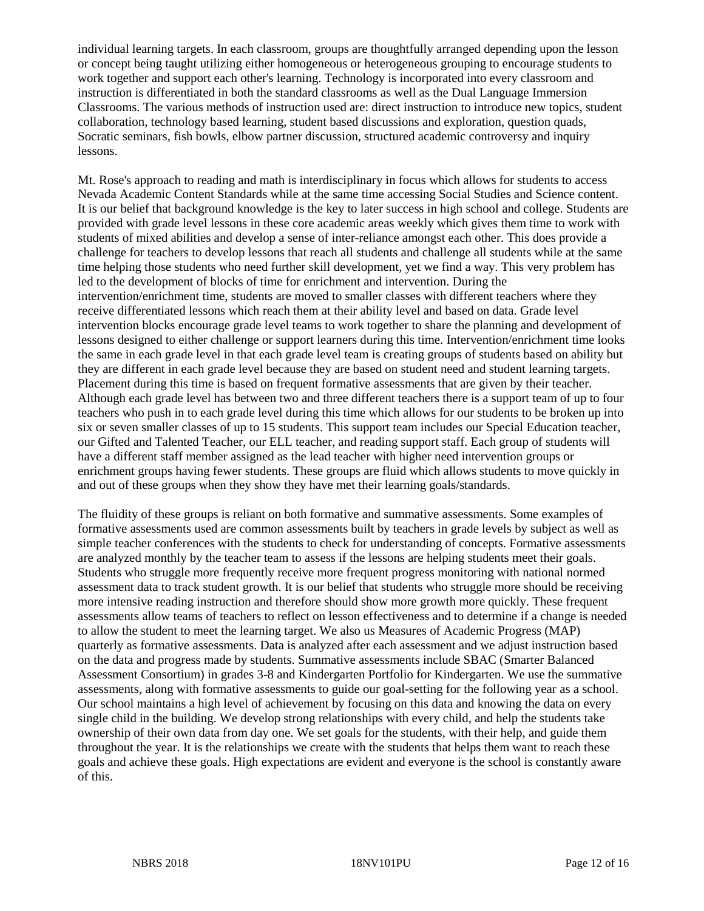individual learning targets. In each classroom, groups are thoughtfully arranged depending upon the lesson or concept being taught utilizing either homogeneous or heterogeneous grouping to encourage students to work together and support each other's learning. Technology is incorporated into every classroom and instruction is differentiated in both the standard classrooms as well as the Dual Language Immersion Classrooms. The various methods of instruction used are: direct instruction to introduce new topics, student collaboration, technology based learning, student based discussions and exploration, question quads, Socratic seminars, fish bowls, elbow partner discussion, structured academic controversy and inquiry lessons.

Mt. Rose's approach to reading and math is interdisciplinary in focus which allows for students to access Nevada Academic Content Standards while at the same time accessing Social Studies and Science content. It is our belief that background knowledge is the key to later success in high school and college. Students are provided with grade level lessons in these core academic areas weekly which gives them time to work with students of mixed abilities and develop a sense of inter-reliance amongst each other. This does provide a challenge for teachers to develop lessons that reach all students and challenge all students while at the same time helping those students who need further skill development, yet we find a way. This very problem has led to the development of blocks of time for enrichment and intervention. During the intervention/enrichment time, students are moved to smaller classes with different teachers where they receive differentiated lessons which reach them at their ability level and based on data. Grade level intervention blocks encourage grade level teams to work together to share the planning and development of lessons designed to either challenge or support learners during this time. Intervention/enrichment time looks the same in each grade level in that each grade level team is creating groups of students based on ability but they are different in each grade level because they are based on student need and student learning targets. Placement during this time is based on frequent formative assessments that are given by their teacher. Although each grade level has between two and three different teachers there is a support team of up to four teachers who push in to each grade level during this time which allows for our students to be broken up into six or seven smaller classes of up to 15 students. This support team includes our Special Education teacher, our Gifted and Talented Teacher, our ELL teacher, and reading support staff. Each group of students will have a different staff member assigned as the lead teacher with higher need intervention groups or enrichment groups having fewer students. These groups are fluid which allows students to move quickly in and out of these groups when they show they have met their learning goals/standards.

The fluidity of these groups is reliant on both formative and summative assessments. Some examples of formative assessments used are common assessments built by teachers in grade levels by subject as well as simple teacher conferences with the students to check for understanding of concepts. Formative assessments are analyzed monthly by the teacher team to assess if the lessons are helping students meet their goals. Students who struggle more frequently receive more frequent progress monitoring with national normed assessment data to track student growth. It is our belief that students who struggle more should be receiving more intensive reading instruction and therefore should show more growth more quickly. These frequent assessments allow teams of teachers to reflect on lesson effectiveness and to determine if a change is needed to allow the student to meet the learning target. We also us Measures of Academic Progress (MAP) quarterly as formative assessments. Data is analyzed after each assessment and we adjust instruction based on the data and progress made by students. Summative assessments include SBAC (Smarter Balanced Assessment Consortium) in grades 3-8 and Kindergarten Portfolio for Kindergarten. We use the summative assessments, along with formative assessments to guide our goal-setting for the following year as a school. Our school maintains a high level of achievement by focusing on this data and knowing the data on every single child in the building. We develop strong relationships with every child, and help the students take ownership of their own data from day one. We set goals for the students, with their help, and guide them throughout the year. It is the relationships we create with the students that helps them want to reach these goals and achieve these goals. High expectations are evident and everyone is the school is constantly aware of this.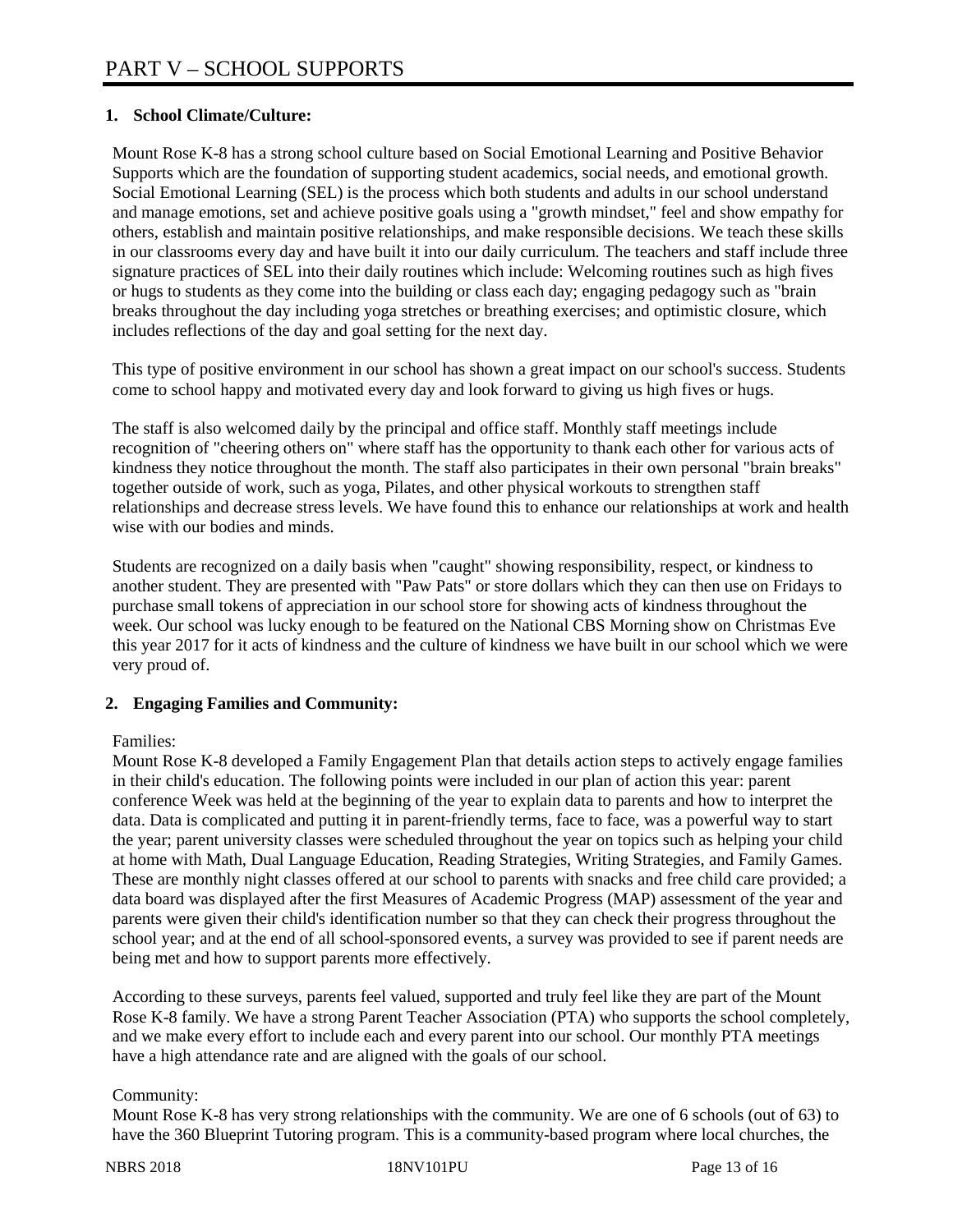# PART V – SCHOOL SUPPORTS

**1. School Climate/Culture:**

Mount Rose K-8 has a strong school culture based on Social Emotional Learning and Positive Behavior Supports which are the foundation of supporting student academics, social needs, and emotional growth. Social Emotional Learning (SEL) is the process which both students and adults in our school understand and manage emotions, set and achieve positive goals using a "growth mindset," feel and show empathy for others, establish and maintain positive relationships, and make responsible decisions. We teach these skills in our classrooms every day and have built it into our daily curriculum. The teachers and staff include three signature practices of SEL into their daily routines which include: Welcoming routines such as high fives or hugs to students as they come into the building or class each day; engaging pedagogy such as "brain breaks throughout the day including yoga stretches or breathing exercises; and optimistic closure, which includes reflections of the day and goal setting for the next day.

This type of positive environment in our school has shown a great impact on our school's success. Students come to school happy and motivated every day and look forward to giving us high fives or hugs.

The staff is also welcomed daily by the principal and office staff. Monthly staff meetings include recognition of "cheering others on" where staff has the opportunity to thank each other for various acts of kindness they notice throughout the month. The staff also participates in their own personal "brain breaks" together outside of work, such as yoga, Pilates, and other physical workouts to strengthen staff relationships and decrease stress levels. We have found this to enhance our relationships at work and health wise with our bodies and minds.

Students are recognized on a daily basis when "caught" showing responsibility, respect, or kindness to another student. They are presented with "Paw Pats" or store dollars which they can then use on Fridays to purchase small tokens of appreciation in our school store for showing acts of kindness throughout the week. Our school was lucky enough to be featured on the National CBS Morning show on Christmas Eve this year 2017 for it acts of kindness and the culture of kindness we have built in our school which we were very proud of.

**2. Engaging Families and Community:**

Families:
Mount Rose K-8 developed a Family Engagement Plan that details action steps to actively engage families in their child's education. The following points were included in our plan of action this year: parent conference Week was held at the beginning of the year to explain data to parents and how to interpret the data. Data is complicated and putting it in parent-friendly terms, face to face, was a powerful way to start the year; parent university classes were scheduled throughout the year on topics such as helping your child at home with Math, Dual Language Education, Reading Strategies, Writing Strategies, and Family Games. These are monthly night classes offered at our school to parents with snacks and free child care provided; a data board was displayed after the first Measures of Academic Progress (MAP) assessment of the year and parents were given their child's identification number so that they can check their progress throughout the school year; and at the end of all school-sponsored events, a survey was provided to see if parent needs are being met and how to support parents more effectively.

According to these surveys, parents feel valued, supported and truly feel like they are part of the Mount Rose K-8 family. We have a strong Parent Teacher Association (PTA) who supports the school completely, and we make every effort to include each and every parent into our school. Our monthly PTA meetings have a high attendance rate and are aligned with the goals of our school.

Community:
Mount Rose K-8 has very strong relationships with the community. We are one of 6 schools (out of 63) to have the 360 Blueprint Tutoring program. This is a community-based program where local churches, the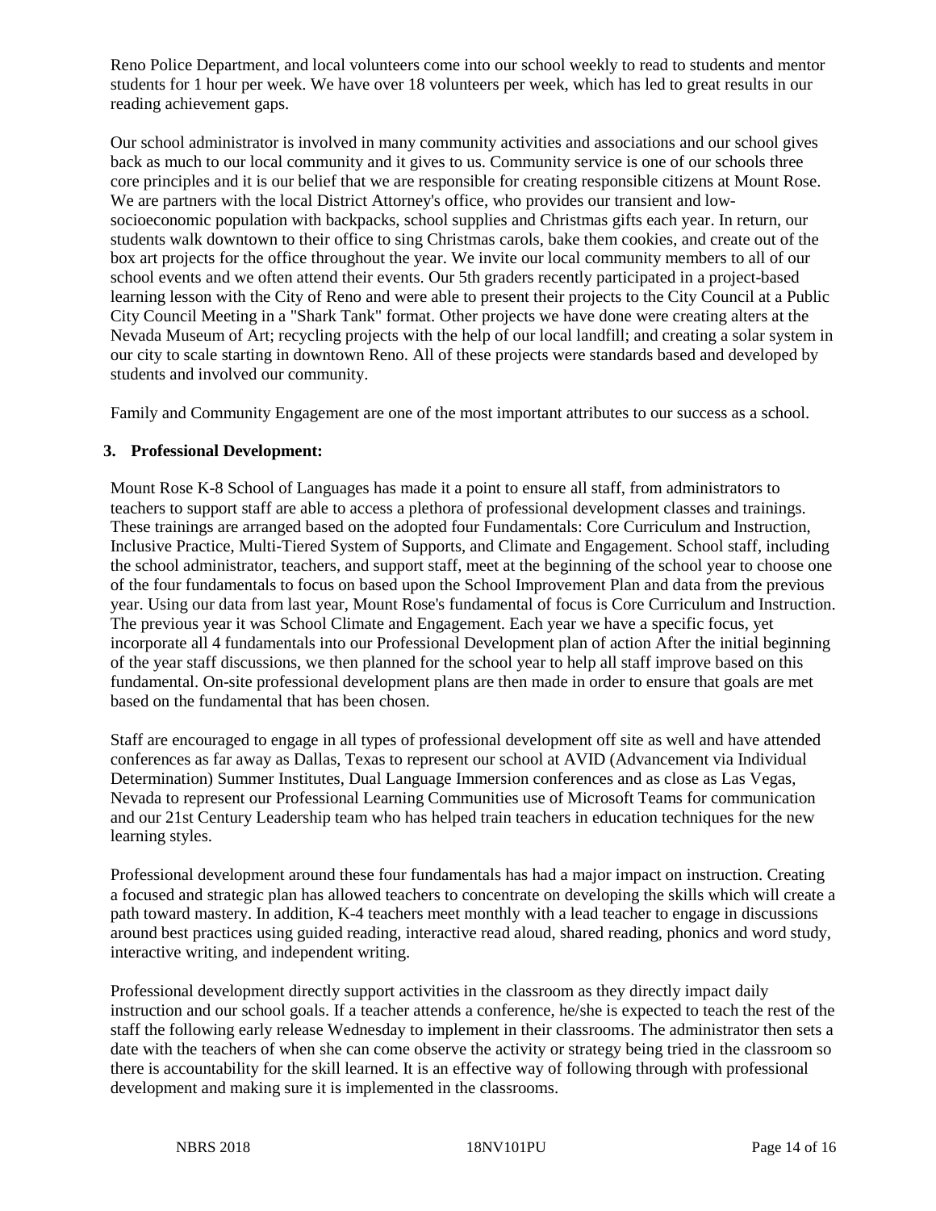Reno Police Department, and local volunteers come into our school weekly to read to students and mentor students for 1 hour per week. We have over 18 volunteers per week, which has led to great results in our reading achievement gaps.

Our school administrator is involved in many community activities and associations and our school gives back as much to our local community and it gives to us. Community service is one of our schools three core principles and it is our belief that we are responsible for creating responsible citizens at Mount Rose. We are partners with the local District Attorney's office, who provides our transient and low-socioeconomic population with backpacks, school supplies and Christmas gifts each year. In return, our students walk downtown to their office to sing Christmas carols, bake them cookies, and create out of the box art projects for the office throughout the year. We invite our local community members to all of our school events and we often attend their events. Our 5th graders recently participated in a project-based learning lesson with the City of Reno and were able to present their projects to the City Council at a Public City Council Meeting in a "Shark Tank" format. Other projects we have done were creating alters at the Nevada Museum of Art; recycling projects with the help of our local landfill; and creating a solar system in our city to scale starting in downtown Reno. All of these projects were standards based and developed by students and involved our community.

Family and Community Engagement are one of the most important attributes to our success as a school.

**3. Professional Development:**

Mount Rose K-8 School of Languages has made it a point to ensure all staff, from administrators to teachers to support staff are able to access a plethora of professional development classes and trainings. These trainings are arranged based on the adopted four Fundamentals: Core Curriculum and Instruction, Inclusive Practice, Multi-Tiered System of Supports, and Climate and Engagement. School staff, including the school administrator, teachers, and support staff, meet at the beginning of the school year to choose one of the four fundamentals to focus on based upon the School Improvement Plan and data from the previous year. Using our data from last year, Mount Rose's fundamental of focus is Core Curriculum and Instruction. The previous year it was School Climate and Engagement. Each year we have a specific focus, yet incorporate all 4 fundamentals into our Professional Development plan of action After the initial beginning of the year staff discussions, we then planned for the school year to help all staff improve based on this fundamental. On-site professional development plans are then made in order to ensure that goals are met based on the fundamental that has been chosen.

Staff are encouraged to engage in all types of professional development off site as well and have attended conferences as far away as Dallas, Texas to represent our school at AVID (Advancement via Individual Determination) Summer Institutes, Dual Language Immersion conferences and as close as Las Vegas, Nevada to represent our Professional Learning Communities use of Microsoft Teams for communication and our 21st Century Leadership team who has helped train teachers in education techniques for the new learning styles.

Professional development around these four fundamentals has had a major impact on instruction. Creating a focused and strategic plan has allowed teachers to concentrate on developing the skills which will create a path toward mastery. In addition, K-4 teachers meet monthly with a lead teacher to engage in discussions around best practices using guided reading, interactive read aloud, shared reading, phonics and word study, interactive writing, and independent writing.

Professional development directly support activities in the classroom as they directly impact daily instruction and our school goals. If a teacher attends a conference, he/she is expected to teach the rest of the staff the following early release Wednesday to implement in their classrooms. The administrator then sets a date with the teachers of when she can come observe the activity or strategy being tried in the classroom so there is accountability for the skill learned. It is an effective way of following through with professional development and making sure it is implemented in the classrooms.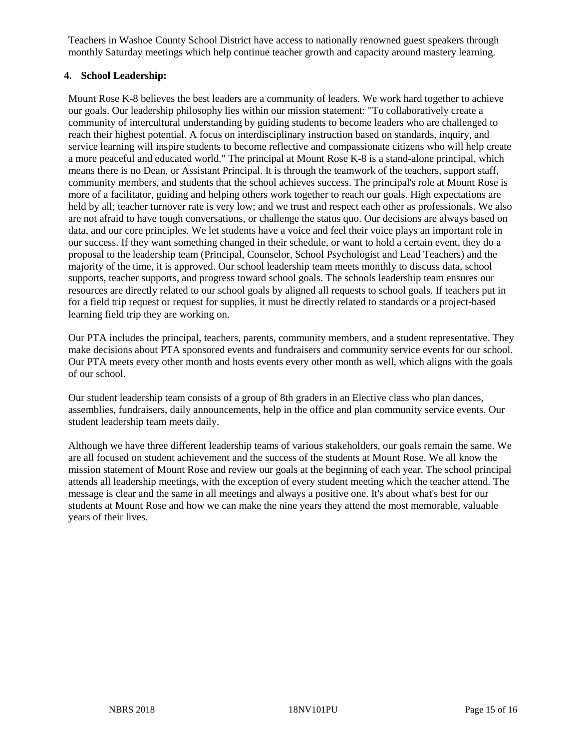Teachers in Washoe County School District have access to nationally renowned guest speakers through monthly Saturday meetings which help continue teacher growth and capacity around mastery learning.

**4. School Leadership:**

Mount Rose K-8 believes the best leaders are a community of leaders. We work hard together to achieve our goals. Our leadership philosophy lies within our mission statement: "To collaboratively create a community of intercultural understanding by guiding students to become leaders who are challenged to reach their highest potential. A focus on interdisciplinary instruction based on standards, inquiry, and service learning will inspire students to become reflective and compassionate citizens who will help create a more peaceful and educated world." The principal at Mount Rose K-8 is a stand-alone principal, which means there is no Dean, or Assistant Principal. It is through the teamwork of the teachers, support staff, community members, and students that the school achieves success. The principal's role at Mount Rose is more of a facilitator, guiding and helping others work together to reach our goals. High expectations are held by all; teacher turnover rate is very low; and we trust and respect each other as professionals. We also are not afraid to have tough conversations, or challenge the status quo. Our decisions are always based on data, and our core principles. We let students have a voice and feel their voice plays an important role in our success. If they want something changed in their schedule, or want to hold a certain event, they do a proposal to the leadership team (Principal, Counselor, School Psychologist and Lead Teachers) and the majority of the time, it is approved. Our school leadership team meets monthly to discuss data, school supports, teacher supports, and progress toward school goals. The schools leadership team ensures our resources are directly related to our school goals by aligned all requests to school goals. If teachers put in for a field trip request or request for supplies, it must be directly related to standards or a project-based learning field trip they are working on.

Our PTA includes the principal, teachers, parents, community members, and a student representative. They make decisions about PTA sponsored events and fundraisers and community service events for our school. Our PTA meets every other month and hosts events every other month as well, which aligns with the goals of our school.

Our student leadership team consists of a group of 8th graders in an Elective class who plan dances, assemblies, fundraisers, daily announcements, help in the office and plan community service events. Our student leadership team meets daily.

Although we have three different leadership teams of various stakeholders, our goals remain the same. We are all focused on student achievement and the success of the students at Mount Rose. We all know the mission statement of Mount Rose and review our goals at the beginning of each year. The school principal attends all leadership meetings, with the exception of every student meeting which the teacher attend. The message is clear and the same in all meetings and always a positive one. It's about what's best for our students at Mount Rose and how we can make the nine years they attend the most memorable, valuable years of their lives.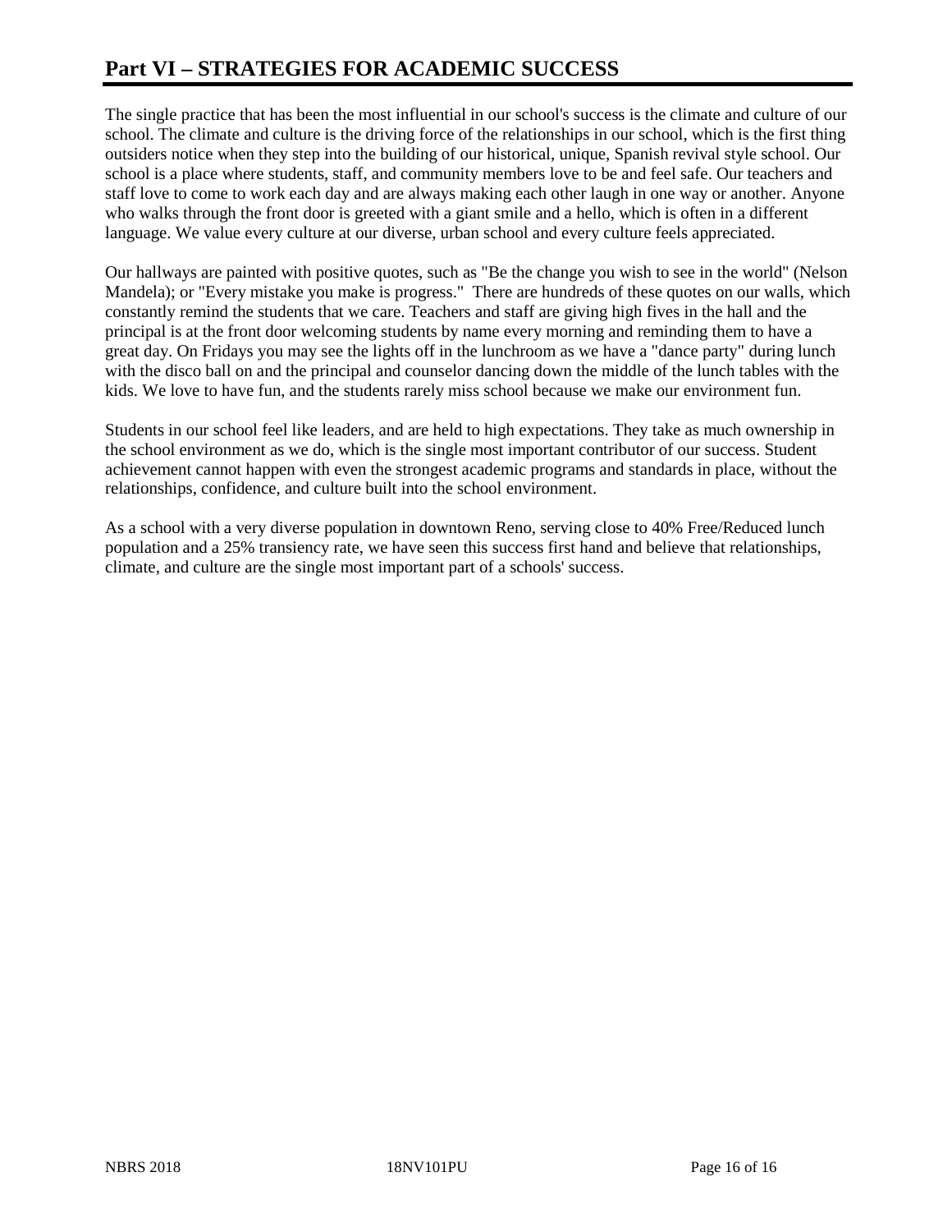# Part VI – STRATEGIES FOR ACADEMIC SUCCESS

The single practice that has been the most influential in our school's success is the climate and culture of our school. The climate and culture is the driving force of the relationships in our school, which is the first thing outsiders notice when they step into the building of our historical, unique, Spanish revival style school. Our school is a place where students, staff, and community members love to be and feel safe. Our teachers and staff love to come to work each day and are always making each other laugh in one way or another. Anyone who walks through the front door is greeted with a giant smile and a hello, which is often in a different language. We value every culture at our diverse, urban school and every culture feels appreciated.

Our hallways are painted with positive quotes, such as "Be the change you wish to see in the world" (Nelson Mandela); or "Every mistake you make is progress." There are hundreds of these quotes on our walls, which constantly remind the students that we care. Teachers and staff are giving high fives in the hall and the principal is at the front door welcoming students by name every morning and reminding them to have a great day. On Fridays you may see the lights off in the lunchroom as we have a "dance party" during lunch with the disco ball on and the principal and counselor dancing down the middle of the lunch tables with the kids. We love to have fun, and the students rarely miss school because we make our environment fun.

Students in our school feel like leaders, and are held to high expectations. They take as much ownership in the school environment as we do, which is the single most important contributor of our success. Student achievement cannot happen with even the strongest academic programs and standards in place, without the relationships, confidence, and culture built into the school environment.

As a school with a very diverse population in downtown Reno, serving close to 40% Free/Reduced lunch population and a 25% transiency rate, we have seen this success first hand and believe that relationships, climate, and culture are the single most important part of a schools' success.